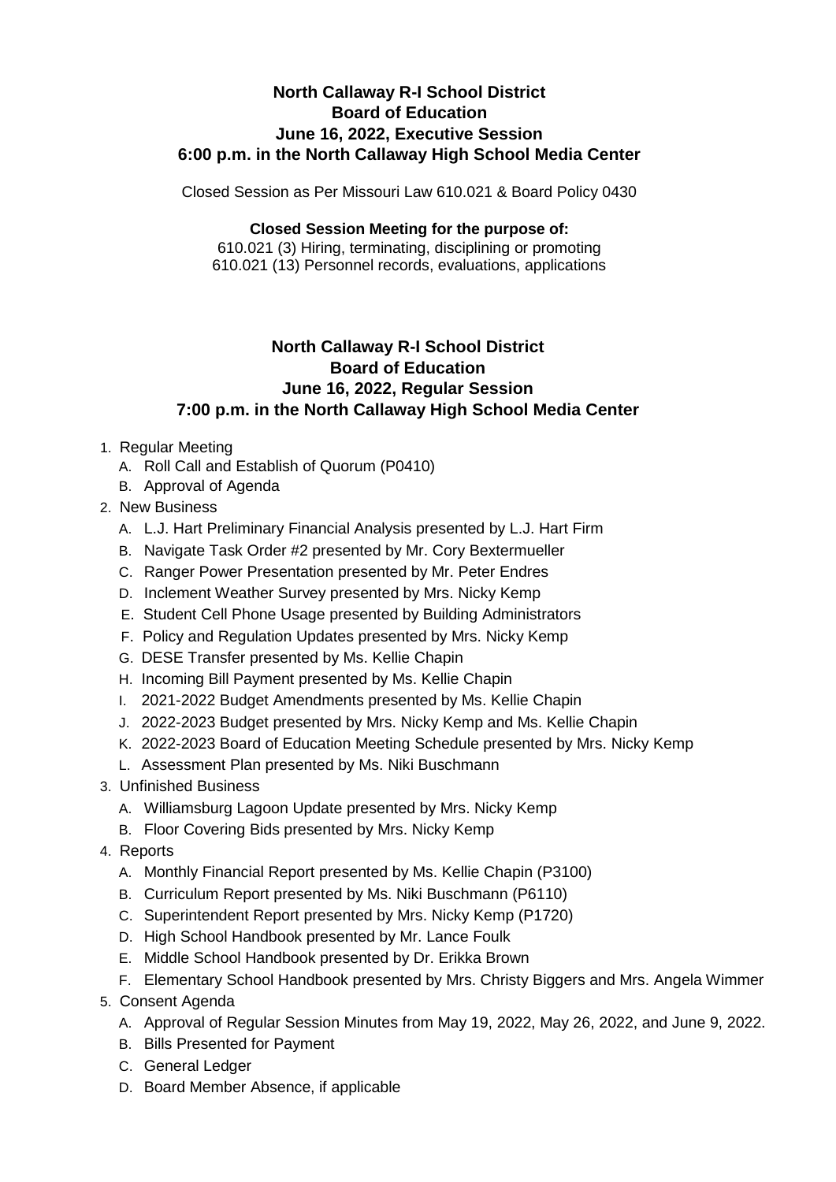**North Callaway R-I School District**
**Board of Education**
**June 16, 2022, Executive Session**
**6:00 p.m. in the North Callaway High School Media Center**

Closed Session as Per Missouri Law 610.021 & Board Policy 0430

**Closed Session Meeting for the purpose of:**
610.021 (3) Hiring, terminating, disciplining or promoting
610.021 (13) Personnel records, evaluations, applications

**North Callaway R-I School District**
**Board of Education**
**June 16, 2022, Regular Session**
**7:00 p.m. in the North Callaway High School Media Center**

1. Regular Meeting
   A. Roll Call and Establish of Quorum (P0410)
   B. Approval of Agenda
2. New Business
   A. L.J. Hart Preliminary Financial Analysis presented by L.J. Hart Firm
   B. Navigate Task Order #2 presented by Mr. Cory Bextermueller
   C. Ranger Power Presentation presented by Mr. Peter Endres
   D. Inclement Weather Survey presented by Mrs. Nicky Kemp
   E. Student Cell Phone Usage presented by Building Administrators
   F. Policy and Regulation Updates presented by Mrs. Nicky Kemp
   G. DESE Transfer presented by Ms. Kellie Chapin
   H. Incoming Bill Payment presented by Ms. Kellie Chapin
   I. 2021-2022 Budget Amendments presented by Ms. Kellie Chapin
   J. 2022-2023 Budget presented by Mrs. Nicky Kemp and Ms. Kellie Chapin
   K. 2022-2023 Board of Education Meeting Schedule presented by Mrs. Nicky Kemp
   L. Assessment Plan presented by Ms. Niki Buschmann
3. Unfinished Business
   A. Williamsburg Lagoon Update presented by Mrs. Nicky Kemp
   B. Floor Covering Bids presented by Mrs. Nicky Kemp
4. Reports
   A. Monthly Financial Report presented by Ms. Kellie Chapin (P3100)
   B. Curriculum Report presented by Ms. Niki Buschmann (P6110)
   C. Superintendent Report presented by Mrs. Nicky Kemp (P1720)
   D. High School Handbook presented by Mr. Lance Foulk
   E. Middle School Handbook presented by Dr. Erikka Brown
   F. Elementary School Handbook presented by Mrs. Christy Biggers and Mrs. Angela Wimmer
5. Consent Agenda
   A. Approval of Regular Session Minutes from May 19, 2022, May 26, 2022, and June 9, 2022.
   B. Bills Presented for Payment
   C. General Ledger
   D. Board Member Absence, if applicable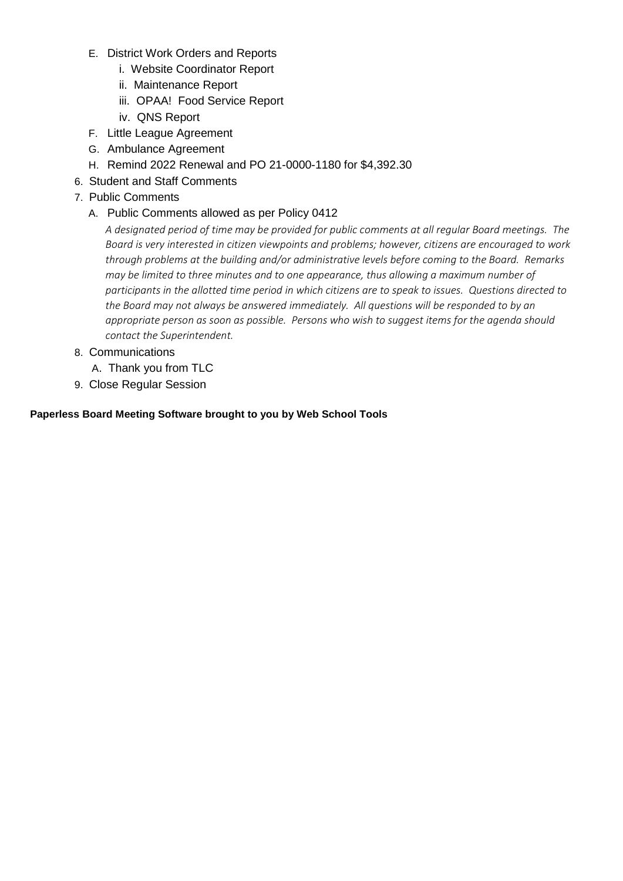E. District Work Orders and Reports
   i. Website Coordinator Report
   ii. Maintenance Report
   iii. OPAA! Food Service Report
   iv. QNS Report
F. Little League Agreement
G. Ambulance Agreement
H. Remind 2022 Renewal and PO 21-0000-1180 for $4,392.30

6. Student and Staff Comments
7. Public Comments
   A. Public Comments allowed as per Policy 0412

   *A designated period of time may be provided for public comments at all regular Board meetings. The Board is very interested in citizen viewpoints and problems; however, citizens are encouraged to work through problems at the building and/or administrative levels before coming to the Board. Remarks may be limited to three minutes and to one appearance, thus allowing a maximum number of participants in the allotted time period in which citizens are to speak to issues. Questions directed to the Board may not always be answered immediately. All questions will be responded to by an appropriate person as soon as possible. Persons who wish to suggest items for the agenda should contact the Superintendent.*
8. Communications
   A. Thank you from TLC
9. Close Regular Session

**Paperless Board Meeting Software brought to you by Web School Tools**